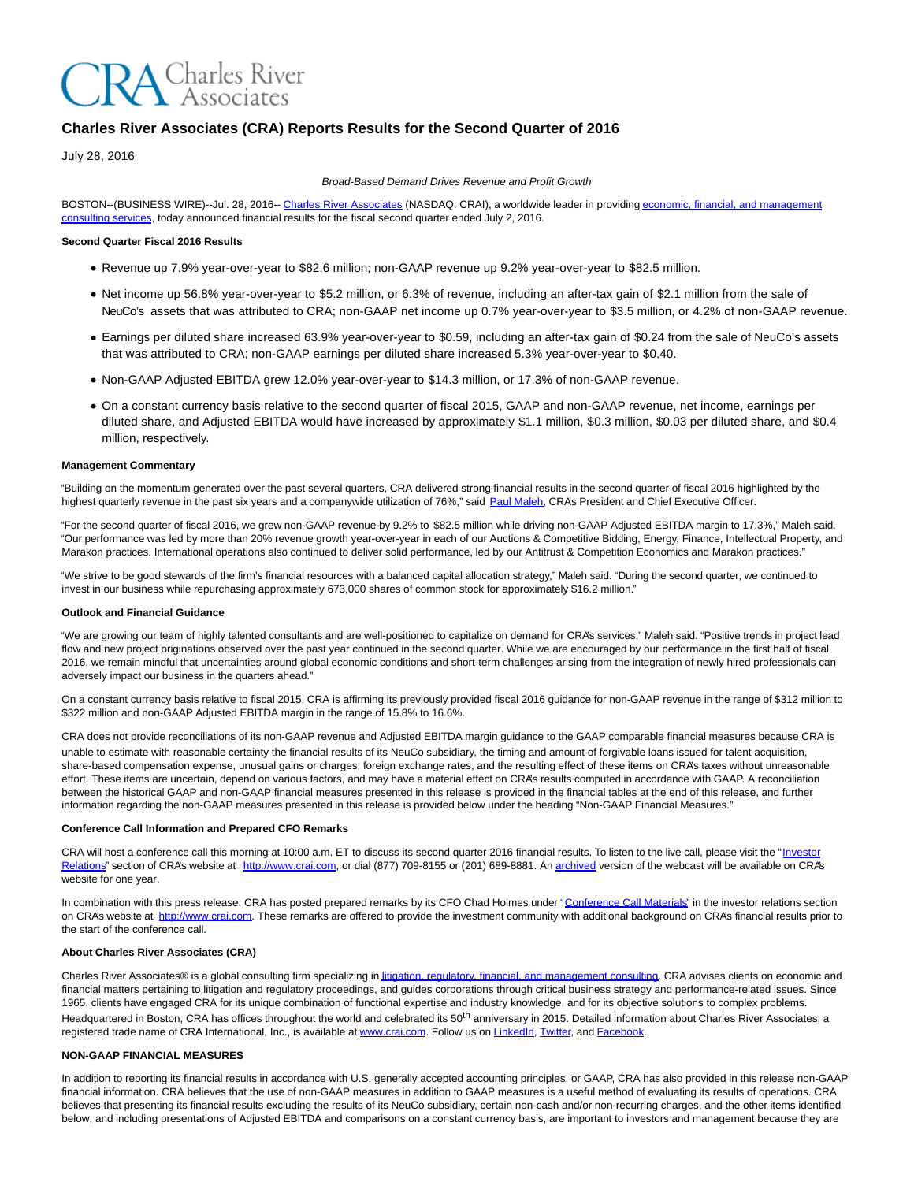# Charles River Associates (CRA) Reports Results for the Second Quarter of 2016

July 28, 2016

*Broad-Based Demand Drives Revenue and Profit Growth*

BOSTON--(BUSINESS WIRE)--Jul. 28, 2016-- Charles River Associates (NASDAQ: CRAI), a worldwide leader in providing economic, financial, and management consulting services, today announced financial results for the fiscal second quarter ended July 2, 2016.

**Second Quarter Fiscal 2016 Results**

- Revenue up 7.9% year-over-year to $82.6 million; non-GAAP revenue up 9.2% year-over-year to $82.5 million.
- Net income up 56.8% year-over-year to $5.2 million, or 6.3% of revenue, including an after-tax gain of $2.1 million from the sale of NeuCo's assets that was attributed to CRA; non-GAAP net income up 0.7% year-over-year to $3.5 million, or 4.2% of non-GAAP revenue.
- Earnings per diluted share increased 63.9% year-over-year to $0.59, including an after-tax gain of $0.24 from the sale of NeuCo's assets that was attributed to CRA; non-GAAP earnings per diluted share increased 5.3% year-over-year to $0.40.
- Non-GAAP Adjusted EBITDA grew 12.0% year-over-year to $14.3 million, or 17.3% of non-GAAP revenue.
- On a constant currency basis relative to the second quarter of fiscal 2015, GAAP and non-GAAP revenue, net income, earnings per diluted share, and Adjusted EBITDA would have increased by approximately $1.1 million, $0.3 million, $0.03 per diluted share, and $0.4 million, respectively.

**Management Commentary**

"Building on the momentum generated over the past several quarters, CRA delivered strong financial results in the second quarter of fiscal 2016 highlighted by the highest quarterly revenue in the past six years and a companywide utilization of 76%," said Paul Maleh, CRA's President and Chief Executive Officer.

"For the second quarter of fiscal 2016, we grew non-GAAP revenue by 9.2% to $82.5 million while driving non-GAAP Adjusted EBITDA margin to 17.3%," Maleh said. "Our performance was led by more than 20% revenue growth year-over-year in each of our Auctions & Competitive Bidding, Energy, Finance, Intellectual Property, and Marakon practices. International operations also continued to deliver solid performance, led by our Antitrust & Competition Economics and Marakon practices."

"We strive to be good stewards of the firm's financial resources with a balanced capital allocation strategy," Maleh said. "During the second quarter, we continued to invest in our business while repurchasing approximately 673,000 shares of common stock for approximately $16.2 million."

**Outlook and Financial Guidance**

"We are growing our team of highly talented consultants and are well-positioned to capitalize on demand for CRA's services," Maleh said. "Positive trends in project lead flow and new project originations observed over the past year continued in the second quarter. While we are encouraged by our performance in the first half of fiscal 2016, we remain mindful that uncertainties around global economic conditions and short-term challenges arising from the integration of newly hired professionals can adversely impact our business in the quarters ahead."

On a constant currency basis relative to fiscal 2015, CRA is affirming its previously provided fiscal 2016 guidance for non-GAAP revenue in the range of $312 million to $322 million and non-GAAP Adjusted EBITDA margin in the range of 15.8% to 16.6%.

CRA does not provide reconciliations of its non-GAAP revenue and Adjusted EBITDA margin guidance to the GAAP comparable financial measures because CRA is unable to estimate with reasonable certainty the financial results of its NeuCo subsidiary, the timing and amount of forgivable loans issued for talent acquisition, share-based compensation expense, unusual gains or charges, foreign exchange rates, and the resulting effect of these items on CRA's taxes without unreasonable effort. These items are uncertain, depend on various factors, and may have a material effect on CRA's results computed in accordance with GAAP. A reconciliation between the historical GAAP and non-GAAP financial measures presented in this release is provided in the financial tables at the end of this release, and further information regarding the non-GAAP measures presented in this release is provided below under the heading "Non-GAAP Financial Measures."

**Conference Call Information and Prepared CFO Remarks**

CRA will host a conference call this morning at 10:00 a.m. ET to discuss its second quarter 2016 financial results. To listen to the live call, please visit the "Investor Relations" section of CRA's website at http://www.crai.com, or dial (877) 709-8155 or (201) 689-8881. An archived version of the webcast will be available on CRA's website for one year.

In combination with this press release, CRA has posted prepared remarks by its CFO Chad Holmes under "Conference Call Materials" in the investor relations section on CRA's website at http://www.crai.com. These remarks are offered to provide the investment community with additional background on CRA's financial results prior to the start of the conference call.

**About Charles River Associates (CRA)**

Charles River Associates® is a global consulting firm specializing in litigation, regulatory, financial, and management consulting. CRA advises clients on economic and financial matters pertaining to litigation and regulatory proceedings, and guides corporations through critical business strategy and performance-related issues. Since 1965, clients have engaged CRA for its unique combination of functional expertise and industry knowledge, and for its objective solutions to complex problems. Headquartered in Boston, CRA has offices throughout the world and celebrated its 50th anniversary in 2015. Detailed information about Charles River Associates, a registered trade name of CRA International, Inc., is available at www.crai.com. Follow us on LinkedIn, Twitter, and Facebook.

**NON-GAAP FINANCIAL MEASURES**

In addition to reporting its financial results in accordance with U.S. generally accepted accounting principles, or GAAP, CRA has also provided in this release non-GAAP financial information. CRA believes that the use of non-GAAP measures in addition to GAAP measures is a useful method of evaluating its results of operations. CRA believes that presenting its financial results excluding the results of its NeuCo subsidiary, certain non-cash and/or non-recurring charges, and the other items identified below, and including presentations of Adjusted EBITDA and comparisons on a constant currency basis, are important to investors and management because they are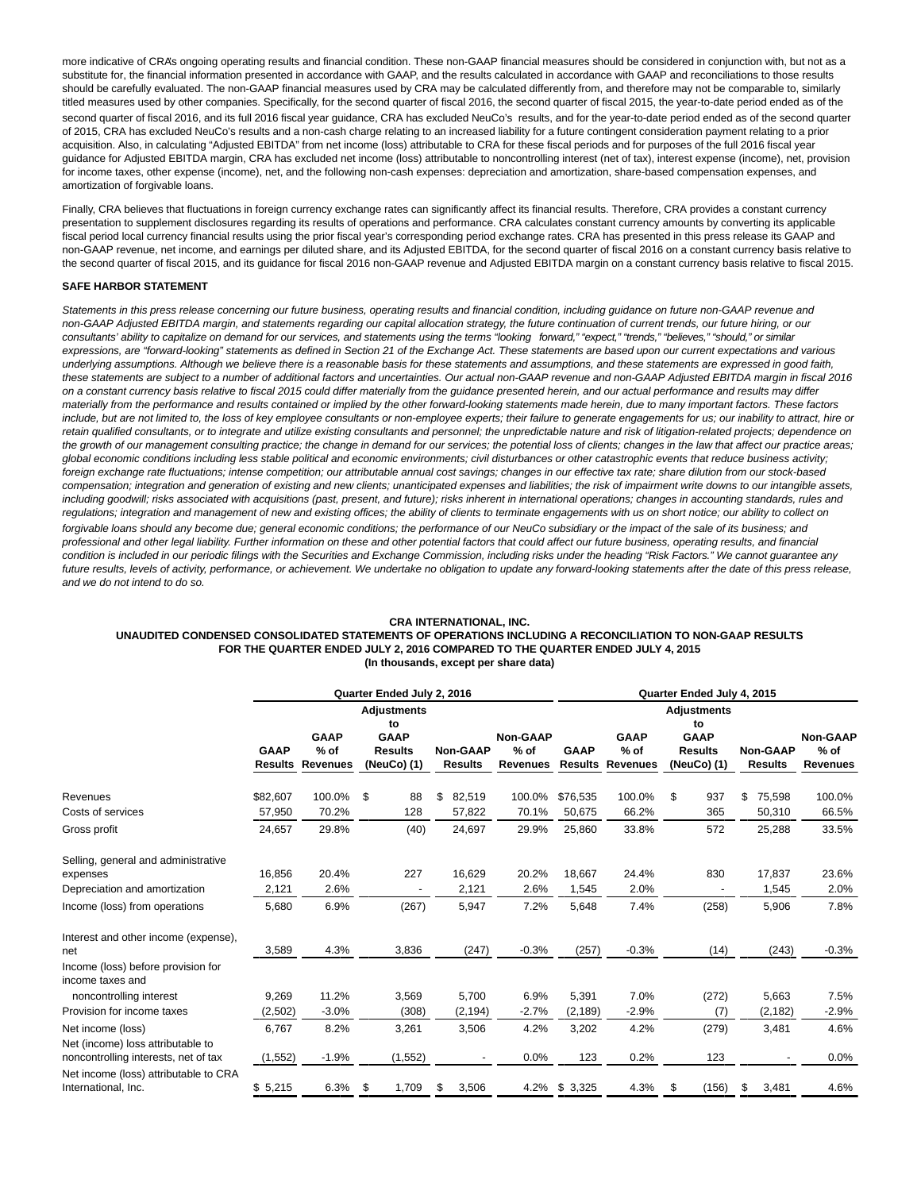more indicative of CRA's ongoing operating results and financial condition. These non-GAAP financial measures should be considered in conjunction with, but not as a substitute for, the financial information presented in accordance with GAAP, and the results calculated in accordance with GAAP and reconciliations to those results should be carefully evaluated. The non-GAAP financial measures used by CRA may be calculated differently from, and therefore may not be comparable to, similarly titled measures used by other companies. Specifically, for the second quarter of fiscal 2016, the second quarter of fiscal 2015, the year-to-date period ended as of the second quarter of fiscal 2016, and its full 2016 fiscal year guidance, CRA has excluded NeuCo's results, and for the year-to-date period ended as of the second quarter of 2015, CRA has excluded NeuCo's results and a non-cash charge relating to an increased liability for a future contingent consideration payment relating to a prior acquisition. Also, in calculating "Adjusted EBITDA" from net income (loss) attributable to CRA for these fiscal periods and for purposes of the full 2016 fiscal year guidance for Adjusted EBITDA margin, CRA has excluded net income (loss) attributable to noncontrolling interest (net of tax), interest expense (income), net, provision for income taxes, other expense (income), net, and the following non-cash expenses: depreciation and amortization, share-based compensation expenses, and amortization of forgivable loans.

Finally, CRA believes that fluctuations in foreign currency exchange rates can significantly affect its financial results. Therefore, CRA provides a constant currency presentation to supplement disclosures regarding its results of operations and performance. CRA calculates constant currency amounts by converting its applicable fiscal period local currency financial results using the prior fiscal year's corresponding period exchange rates. CRA has presented in this press release its GAAP and non-GAAP revenue, net income, and earnings per diluted share, and its Adjusted EBITDA, for the second quarter of fiscal 2016 on a constant currency basis relative to the second quarter of fiscal 2015, and its guidance for fiscal 2016 non-GAAP revenue and Adjusted EBITDA margin on a constant currency basis relative to fiscal 2015.

**SAFE HARBOR STATEMENT**

*Statements in this press release concerning our future business, operating results and financial condition, including guidance on future non-GAAP revenue and non-GAAP Adjusted EBITDA margin, and statements regarding our capital allocation strategy, the future continuation of current trends, our future hiring, or our consultants' ability to capitalize on demand for our services, and statements using the terms "looking forward," "expect," "trends," "believes," "should," or similar expressions, are "forward-looking" statements as defined in Section 21 of the Exchange Act. These statements are based upon our current expectations and various underlying assumptions. Although we believe there is a reasonable basis for these statements and assumptions, and these statements are expressed in good faith, these statements are subject to a number of additional factors and uncertainties. Our actual non-GAAP revenue and non-GAAP Adjusted EBITDA margin in fiscal 2016 on a constant currency basis relative to fiscal 2015 could differ materially from the guidance presented herein, and our actual performance and results may differ materially from the performance and results contained or implied by the other forward-looking statements made herein, due to many important factors. These factors include, but are not limited to, the loss of key employee consultants or non-employee experts; their failure to generate engagements for us; our inability to attract, hire or retain qualified consultants, or to integrate and utilize existing consultants and personnel; the unpredictable nature and risk of litigation-related projects; dependence on the growth of our management consulting practice; the change in demand for our services; the potential loss of clients; changes in the law that affect our practice areas; global economic conditions including less stable political and economic environments; civil disturbances or other catastrophic events that reduce business activity; foreign exchange rate fluctuations; intense competition; our attributable annual cost savings; changes in our effective tax rate; share dilution from our stock-based compensation; integration and generation of existing and new clients; unanticipated expenses and liabilities; the risk of impairment write downs to our intangible assets, including goodwill; risks associated with acquisitions (past, present, and future); risks inherent in international operations; changes in accounting standards, rules and regulations; integration and management of new and existing offices; the ability of clients to terminate engagements with us on short notice; our ability to collect on forgivable loans should any become due; general economic conditions; the performance of our NeuCo subsidiary or the impact of the sale of its business; and professional and other legal liability. Further information on these and other potential factors that could affect our future business, operating results, and financial condition is included in our periodic filings with the Securities and Exchange Commission, including risks under the heading "Risk Factors." We cannot guarantee any future results, levels of activity, performance, or achievement. We undertake no obligation to update any forward-looking statements after the date of this press release, and we do not intend to do so.*

**CRA INTERNATIONAL, INC.**
**UNAUDITED CONDENSED CONSOLIDATED STATEMENTS OF OPERATIONS INCLUDING A RECONCILIATION TO NON-GAAP RESULTS**
**FOR THE QUARTER ENDED JULY 2, 2016 COMPARED TO THE QUARTER ENDED JULY 4, 2015**
**(In thousands, except per share data)**

| | Quarter Ended July 2, 2016 | | | | | Quarter Ended July 4, 2015 | | | | |
|---|---|---|---|---|---|---|---|---|---|---|
| | GAAP Results | GAAP % of Revenues | Adjustments to GAAP Results (NeuCo) (1) | Non-GAAP Results | Non-GAAP % of Revenues | GAAP Results | GAAP % of Revenues | Adjustments to GAAP Results (NeuCo) (1) | Non-GAAP Results | Non-GAAP % of Revenues |
| Revenues | $82,607 | 100.0% | $ 88 | $ 82,519 | 100.0% | $76,535 | 100.0% | $ 937 | $ 75,598 | 100.0% |
| Costs of services | 57,950 | 70.2% | 128 | 57,822 | 70.1% | 50,675 | 66.2% | 365 | 50,310 | 66.5% |
| Gross profit | 24,657 | 29.8% | (40) | 24,697 | 29.9% | 25,860 | 33.8% | 572 | 25,288 | 33.5% |
| Selling, general and administrative expenses | 16,856 | 20.4% | 227 | 16,629 | 20.2% | 18,667 | 24.4% | 830 | 17,837 | 23.6% |
| Depreciation and amortization | 2,121 | 2.6% | - | 2,121 | 2.6% | 1,545 | 2.0% | - | 1,545 | 2.0% |
| Income (loss) from operations | 5,680 | 6.9% | (267) | 5,947 | 7.2% | 5,648 | 7.4% | (258) | 5,906 | 7.8% |
| Interest and other income (expense), net | 3,589 | 4.3% | 3,836 | (247) | -0.3% | (257) | -0.3% | (14) | (243) | -0.3% |
| Income (loss) before provision for income taxes and noncontrolling interest | 9,269 | 11.2% | 3,569 | 5,700 | 6.9% | 5,391 | 7.0% | (272) | 5,663 | 7.5% |
| Provision for income taxes | (2,502) | -3.0% | (308) | (2,194) | -2.7% | (2,189) | -2.9% | (7) | (2,182) | -2.9% |
| Net income (loss) | 6,767 | 8.2% | 3,261 | 3,506 | 4.2% | 3,202 | 4.2% | (279) | 3,481 | 4.6% |
| Net (income) loss attributable to noncontrolling interests, net of tax | (1,552) | -1.9% | (1,552) | - | 0.0% | 123 | 0.2% | 123 | - | 0.0% |
| Net income (loss) attributable to CRA International, Inc. | $ 5,215 | 6.3% | $ 1,709 | $ 3,506 | 4.2% | $ 3,325 | 4.3% | $ (156) | $ 3,481 | 4.6% |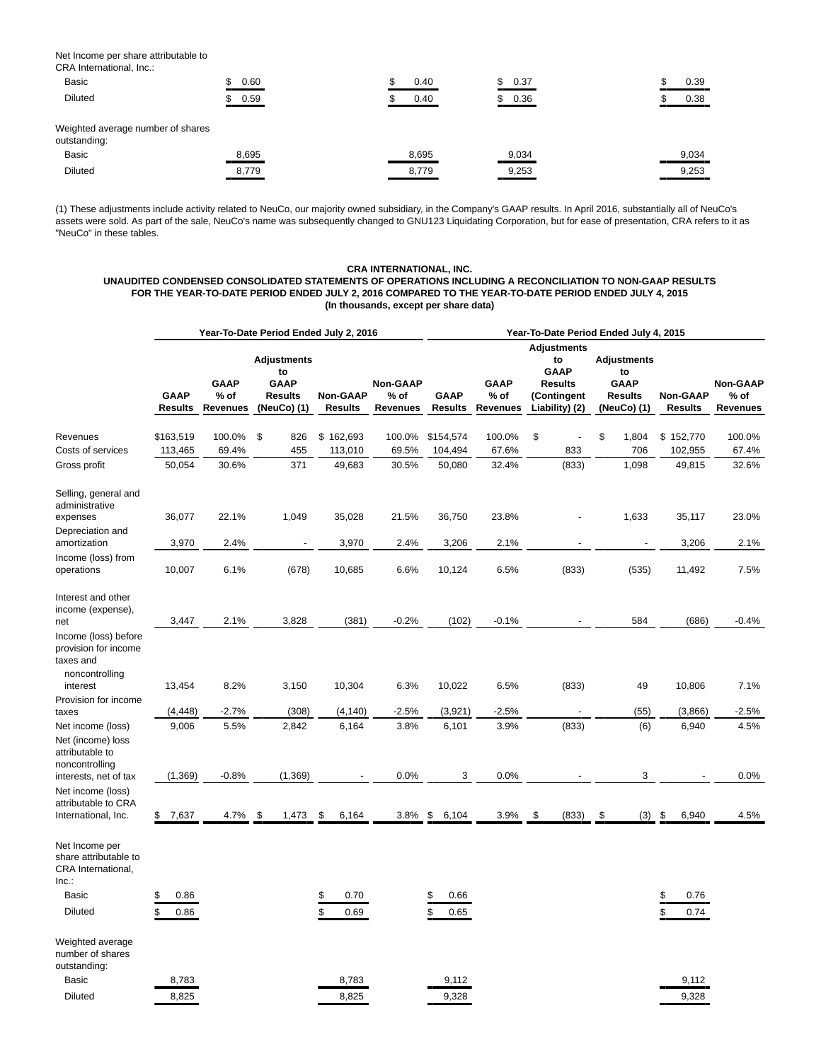| | | | | |
|---|---|---|---|---|
| Net Income per share attributable to CRA International, Inc.: | | | | |
| Basic | $ 0.60 | $ 0.40 | $ 0.37 | $ 0.39 |
| Diluted | $ 0.59 | $ 0.40 | $ 0.36 | $ 0.38 |
| Weighted average number of shares outstanding: | | | | |
| Basic | 8,695 | 8,695 | 9,034 | 9,034 |
| Diluted | 8,779 | 8,779 | 9,253 | 9,253 |

(1) These adjustments include activity related to NeuCo, our majority owned subsidiary, in the Company's GAAP results. In April 2016, substantially all of NeuCo's assets were sold. As part of the sale, NeuCo's name was subsequently changed to GNU123 Liquidating Corporation, but for ease of presentation, CRA refers to it as "NeuCo" in these tables.

**CRA INTERNATIONAL, INC.**
**UNAUDITED CONDENSED CONSOLIDATED STATEMENTS OF OPERATIONS INCLUDING A RECONCILIATION TO NON-GAAP RESULTS**
**FOR THE YEAR-TO-DATE PERIOD ENDED JULY 2, 2016 COMPARED TO THE YEAR-TO-DATE PERIOD ENDED JULY 4, 2015**
**(In thousands, except per share data)**

| | Year-To-Date Period Ended July 2, 2016 | | | | | Year-To-Date Period Ended July 4, 2015 | | | | | |
|---|---|---|---|---|---|---|---|---|---|---|---|
| | GAAP Results | GAAP % of Revenues | Adjustments to GAAP Results (NeuCo) (1) | Non-GAAP Results | Non-GAAP % of Revenues | GAAP Results | GAAP % of Revenues | Adjustments to GAAP Results (Contingent Liability) (2) | Adjustments to GAAP Results (NeuCo) (1) | Non-GAAP Results | Non-GAAP % of Revenues |
| Revenues | $163,519 | 100.0% | $ 826 | $ 162,693 | 100.0% | $154,574 | 100.0% | $ - | $ 1,804 | $ 152,770 | 100.0% |
| Costs of services | 113,465 | 69.4% | 455 | 113,010 | 69.5% | 104,494 | 67.6% | 833 | 706 | 102,955 | 67.4% |
| Gross profit | 50,054 | 30.6% | 371 | 49,683 | 30.5% | 50,080 | 32.4% | (833) | 1,098 | 49,815 | 32.6% |
| Selling, general and administrative expenses | 36,077 | 22.1% | 1,049 | 35,028 | 21.5% | 36,750 | 23.8% | - | 1,633 | 35,117 | 23.0% |
| Depreciation and amortization | 3,970 | 2.4% | - | 3,970 | 2.4% | 3,206 | 2.1% | - | - | 3,206 | 2.1% |
| Income (loss) from operations | 10,007 | 6.1% | (678) | 10,685 | 6.6% | 10,124 | 6.5% | (833) | (535) | 11,492 | 7.5% |
| Interest and other income (expense), net | 3,447 | 2.1% | 3,828 | (381) | -0.2% | (102) | -0.1% | - | 584 | (686) | -0.4% |
| Income (loss) before provision for income taxes and noncontrolling interest | 13,454 | 8.2% | 3,150 | 10,304 | 6.3% | 10,022 | 6.5% | (833) | 49 | 10,806 | 7.1% |
| Provision for income taxes | (4,448) | -2.7% | (308) | (4,140) | -2.5% | (3,921) | -2.5% | - | (55) | (3,866) | -2.5% |
| Net income (loss) | 9,006 | 5.5% | 2,842 | 6,164 | 3.8% | 6,101 | 3.9% | (833) | (6) | 6,940 | 4.5% |
| Net (income) loss attributable to noncontrolling interests, net of tax | (1,369) | -0.8% | (1,369) | - | 0.0% | 3 | 0.0% | - | 3 | - | 0.0% |
| Net income (loss) attributable to CRA International, Inc. | $ 7,637 | 4.7% | $ 1,473 | $ 6,164 | 3.8% | $ 6,104 | 3.9% | $ (833) | $ (3) | $ 6,940 | 4.5% |
| Net Income per share attributable to CRA International, Inc.: | | | | | | | | | | | |
| Basic | $ 0.86 | | | $ 0.70 | | $ 0.66 | | | | $ 0.76 | |
| Diluted | $ 0.86 | | | $ 0.69 | | $ 0.65 | | | | $ 0.74 | |
| Weighted average number of shares outstanding: | | | | | | | | | | | |
| Basic | 8,783 | | | 8,783 | | 9,112 | | | | 9,112 | |
| Diluted | 8,825 | | | 8,825 | | 9,328 | | | | 9,328 | |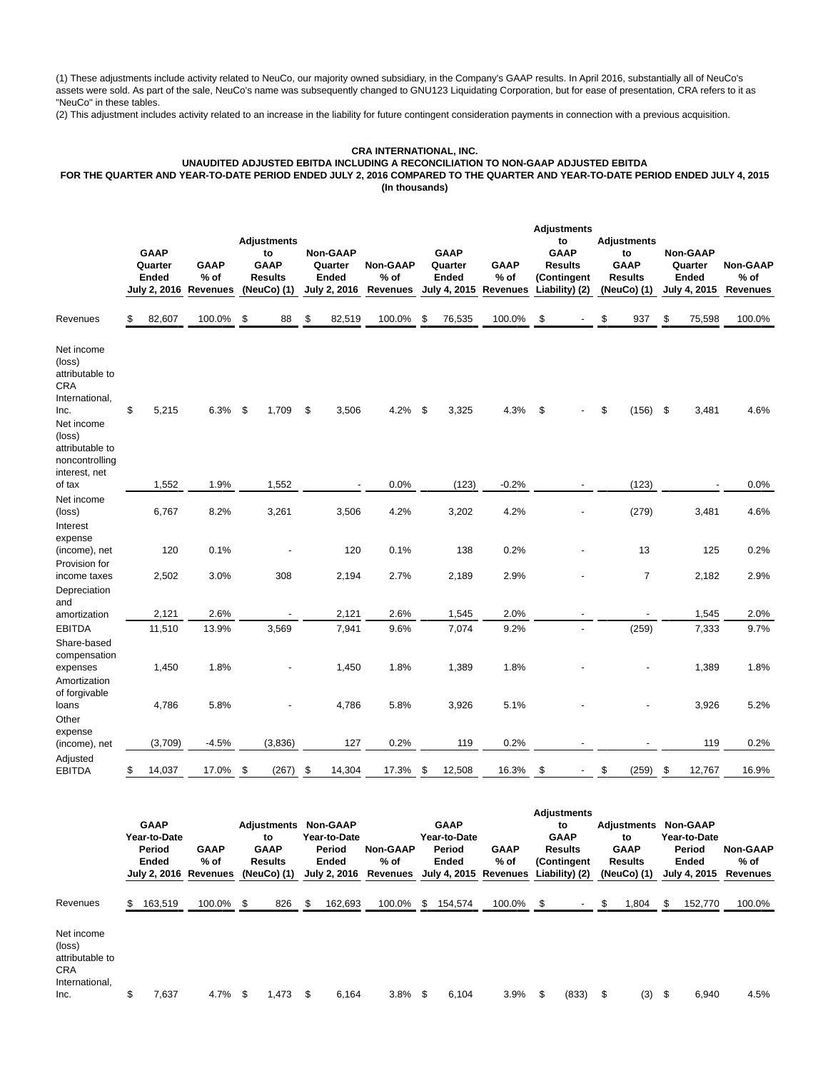(1) These adjustments include activity related to NeuCo, our majority owned subsidiary, in the Company's GAAP results. In April 2016, substantially all of NeuCo's assets were sold. As part of the sale, NeuCo's name was subsequently changed to GNU123 Liquidating Corporation, but for ease of presentation, CRA refers to it as "NeuCo" in these tables.

(2) This adjustment includes activity related to an increase in the liability for future contingent consideration payments in connection with a previous acquisition.

**CRA INTERNATIONAL, INC.**
**UNAUDITED ADJUSTED EBITDA INCLUDING A RECONCILIATION TO NON-GAAP ADJUSTED EBITDA**
**FOR THE QUARTER AND YEAR-TO-DATE PERIOD ENDED JULY 2, 2016 COMPARED TO THE QUARTER AND YEAR-TO-DATE PERIOD ENDED JULY 4, 2015**
**(In thousands)**

| | GAAP Quarter Ended July 2, 2016 | GAAP % of Revenues | Adjustments to GAAP Results (NeuCo) (1) | Non-GAAP Quarter Ended July 2, 2016 | Non-GAAP % of Revenues | GAAP Quarter Ended July 4, 2015 | GAAP % of Revenues | Adjustments to GAAP Results (Contingent Liability) (2) | Adjustments to GAAP Results (NeuCo) (1) | Non-GAAP Quarter Ended July 4, 2015 | Non-GAAP % of Revenues |
|---|---|---|---|---|---|---|---|---|---|---|---|
| Revenues | $ 82,607 | 100.0% | $ 88 | $ 82,519 | 100.0% | $ 76,535 | 100.0% | $ - | $ 937 | $ 75,598 | 100.0% |
| Net income (loss) attributable to CRA International, Inc. | $ 5,215 | 6.3% | $ 1,709 | $ 3,506 | 4.2% | $ 3,325 | 4.3% | $ - | $ (156) | $ 3,481 | 4.6% |
| Net income (loss) attributable to noncontrolling interest, net of tax | 1,552 | 1.9% | 1,552 | - | 0.0% | (123) | -0.2% | - | (123) | - | 0.0% |
| Net income (loss) | 6,767 | 8.2% | 3,261 | 3,506 | 4.2% | 3,202 | 4.2% | - | (279) | 3,481 | 4.6% |
| Interest expense (income), net | 120 | 0.1% | - | 120 | 0.1% | 138 | 0.2% | - | 13 | 125 | 0.2% |
| Provision for income taxes | 2,502 | 3.0% | 308 | 2,194 | 2.7% | 2,189 | 2.9% | - | 7 | 2,182 | 2.9% |
| Depreciation and amortization | 2,121 | 2.6% | - | 2,121 | 2.6% | 1,545 | 2.0% | - | - | 1,545 | 2.0% |
| EBITDA | 11,510 | 13.9% | 3,569 | 7,941 | 9.6% | 7,074 | 9.2% | - | (259) | 7,333 | 9.7% |
| Share-based compensation expenses | 1,450 | 1.8% | - | 1,450 | 1.8% | 1,389 | 1.8% | - | - | 1,389 | 1.8% |
| Amortization of forgivable loans | 4,786 | 5.8% | - | 4,786 | 5.8% | 3,926 | 5.1% | - | - | 3,926 | 5.2% |
| Other expense (income), net | (3,709) | -4.5% | (3,836) | 127 | 0.2% | 119 | 0.2% | - | - | 119 | 0.2% |
| Adjusted EBITDA | $ 14,037 | 17.0% | $ (267) | $ 14,304 | 17.3% | $ 12,508 | 16.3% | $ - | $ (259) | $ 12,767 | 16.9% |

| | GAAP Year-to-Date Period Ended July 2, 2016 | GAAP % of Revenues | Adjustments to GAAP Results (NeuCo) (1) | Non-GAAP Year-to-Date Period Ended July 2, 2016 | Non-GAAP % of Revenues | GAAP Year-to-Date Period Ended July 4, 2015 | GAAP % of Revenues | Adjustments to GAAP Results (Contingent Liability) (2) | Adjustments to GAAP Results (NeuCo) (1) | Non-GAAP Year-to-Date Period Ended July 4, 2015 | Non-GAAP % of Revenues |
|---|---|---|---|---|---|---|---|---|---|---|---|
| Revenues | $ 163,519 | 100.0% | $ 826 | $ 162,693 | 100.0% | $ 154,574 | 100.0% | $ - | $ 1,804 | $ 152,770 | 100.0% |
| Net income (loss) attributable to CRA International, Inc. | $ 7,637 | 4.7% | $ 1,473 | $ 6,164 | 3.8% | $ 6,104 | 3.9% | $ (833) | $ (3) | $ 6,940 | 4.5% |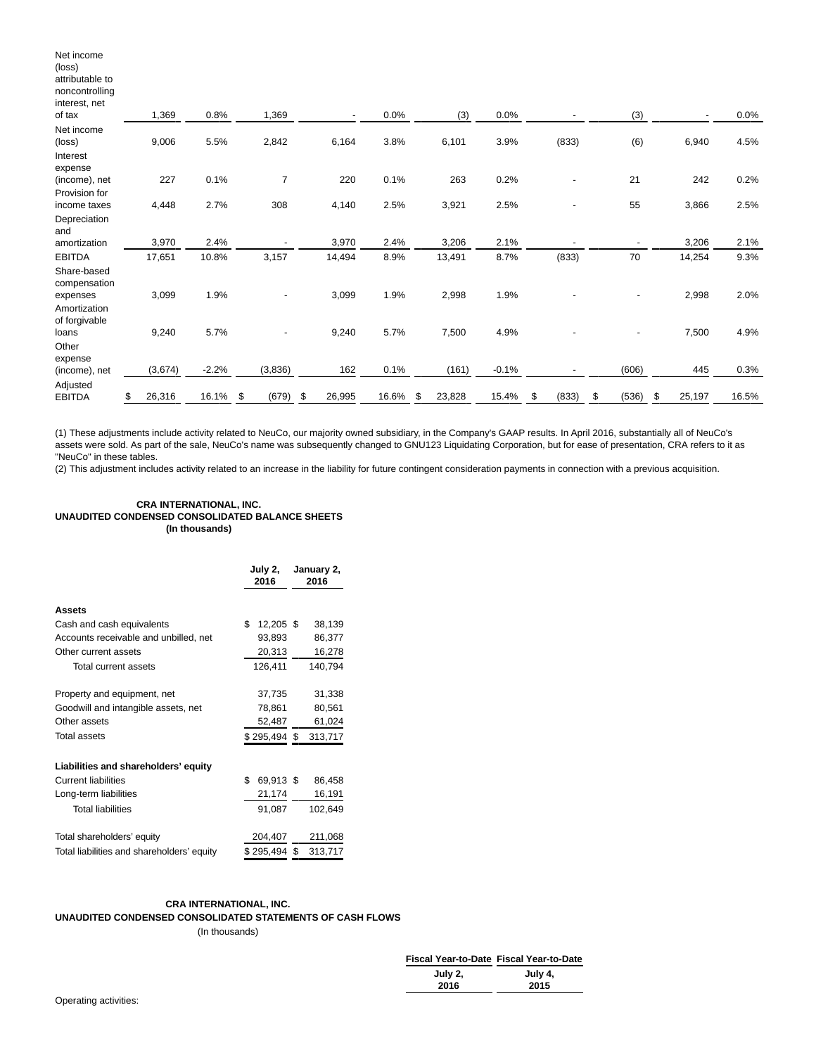| | | | | | | | | | | | |
|---|---|---|---|---|---|---|---|---|---|---|---|
| Net income (loss) attributable to noncontrolling interest, net of tax | 1,369 | 0.8% | 1,369 | - | 0.0% | (3) | 0.0% | - | (3) | - | 0.0% |
| Net income (loss) | 9,006 | 5.5% | 2,842 | 6,164 | 3.8% | 6,101 | 3.9% | (833) | (6) | 6,940 | 4.5% |
| Interest expense (income), net | 227 | 0.1% | 7 | 220 | 0.1% | 263 | 0.2% | - | 21 | 242 | 0.2% |
| Provision for income taxes | 4,448 | 2.7% | 308 | 4,140 | 2.5% | 3,921 | 2.5% | - | 55 | 3,866 | 2.5% |
| Depreciation and amortization | 3,970 | 2.4% | - | 3,970 | 2.4% | 3,206 | 2.1% | - | - | 3,206 | 2.1% |
| EBITDA | 17,651 | 10.8% | 3,157 | 14,494 | 8.9% | 13,491 | 8.7% | (833) | 70 | 14,254 | 9.3% |
| Share-based compensation expenses | 3,099 | 1.9% | - | 3,099 | 1.9% | 2,998 | 1.9% | - | - | 2,998 | 2.0% |
| Amortization of forgivable loans | 9,240 | 5.7% | - | 9,240 | 5.7% | 7,500 | 4.9% | - | - | 7,500 | 4.9% |
| Other expense (income), net | (3,674) | -2.2% | (3,836) | 162 | 0.1% | (161) | -0.1% | - | (606) | 445 | 0.3% |
| Adjusted EBITDA | $ 26,316 | 16.1% | $ (679) | $ 26,995 | 16.6% | $ 23,828 | 15.4% | $ (833) | $ (536) | $ 25,197 | 16.5% |

(1) These adjustments include activity related to NeuCo, our majority owned subsidiary, in the Company's GAAP results. In April 2016, substantially all of NeuCo's assets were sold. As part of the sale, NeuCo's name was subsequently changed to GNU123 Liquidating Corporation, but for ease of presentation, CRA refers to it as "NeuCo" in these tables.

(2) This adjustment includes activity related to an increase in the liability for future contingent consideration payments in connection with a previous acquisition.

**CRA INTERNATIONAL, INC.**
**UNAUDITED CONDENSED CONSOLIDATED BALANCE SHEETS**
**(In thousands)**

| | July 2, 2016 | January 2, 2016 |
|---|---|---|
| **Assets** | | |
| Cash and cash equivalents | $ 12,205 | $ 38,139 |
| Accounts receivable and unbilled, net | 93,893 | 86,377 |
| Other current assets | 20,313 | 16,278 |
| Total current assets | 126,411 | 140,794 |
| | | |
| Property and equipment, net | 37,735 | 31,338 |
| Goodwill and intangible assets, net | 78,861 | 80,561 |
| Other assets | 52,487 | 61,024 |
| Total assets | $ 295,494 | $ 313,717 |
| | | |
| **Liabilities and shareholders' equity** | | |
| Current liabilities | $ 69,913 | $ 86,458 |
| Long-term liabilities | 21,174 | 16,191 |
| Total liabilities | 91,087 | 102,649 |
| | | |
| Total shareholders' equity | 204,407 | 211,068 |
| Total liabilities and shareholders' equity | $ 295,494 | $ 313,717 |

**CRA INTERNATIONAL, INC.**
**UNAUDITED CONDENSED CONSOLIDATED STATEMENTS OF CASH FLOWS**
(In thousands)

| | Fiscal Year-to-Date July 2, 2016 | Fiscal Year-to-Date July 4, 2015 |
|---|---|---|
| Operating activities: | | |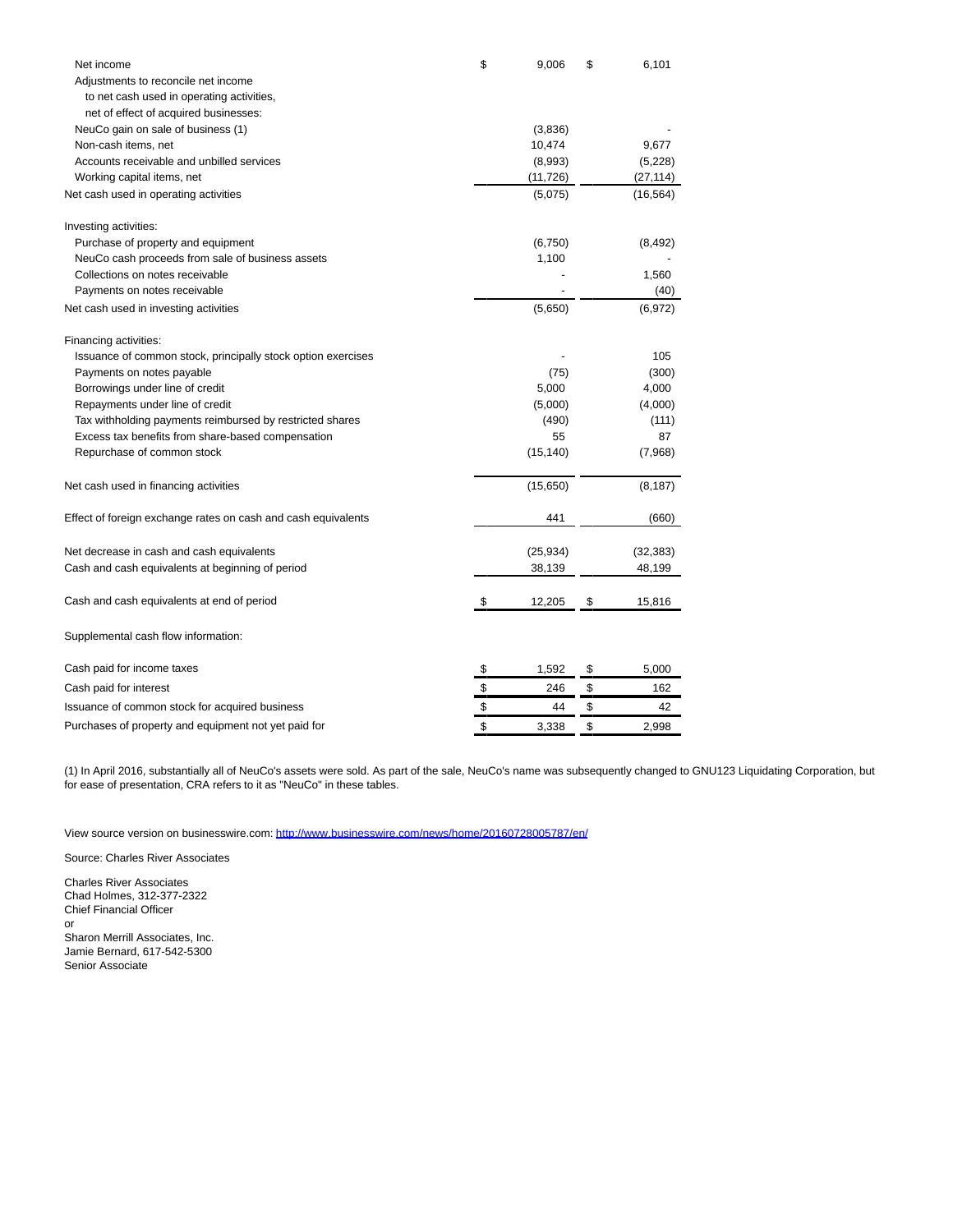| | | |
|---|---|---|
| Net income | $ 9,006 | $ 6,101 |
| Adjustments to reconcile net income to net cash used in operating activities, net of effect of acquired businesses: | | |
| NeuCo gain on sale of business (1) | (3,836) | - |
| Non-cash items, net | 10,474 | 9,677 |
| Accounts receivable and unbilled services | (8,993) | (5,228) |
| Working capital items, net | (11,726) | (27,114) |
| Net cash used in operating activities | (5,075) | (16,564) |
| | | |
| Investing activities: | | |
| Purchase of property and equipment | (6,750) | (8,492) |
| NeuCo cash proceeds from sale of business assets | 1,100 | - |
| Collections on notes receivable | - | 1,560 |
| Payments on notes receivable | - | (40) |
| Net cash used in investing activities | (5,650) | (6,972) |
| | | |
| Financing activities: | | |
| Issuance of common stock, principally stock option exercises | - | 105 |
| Payments on notes payable | (75) | (300) |
| Borrowings under line of credit | 5,000 | 4,000 |
| Repayments under line of credit | (5,000) | (4,000) |
| Tax withholding payments reimbursed by restricted shares | (490) | (111) |
| Excess tax benefits from share-based compensation | 55 | 87 |
| Repurchase of common stock | (15,140) | (7,968) |
| | | |
| Net cash used in financing activities | (15,650) | (8,187) |
| | | |
| Effect of foreign exchange rates on cash and cash equivalents | 441 | (660) |
| | | |
| Net decrease in cash and cash equivalents | (25,934) | (32,383) |
| Cash and cash equivalents at beginning of period | 38,139 | 48,199 |
| | | |
| Cash and cash equivalents at end of period | $ 12,205 | $ 15,816 |
| | | |
| Supplemental cash flow information: | | |
| | | |
| Cash paid for income taxes | $ 1,592 | $ 5,000 |
| Cash paid for interest | $ 246 | $ 162 |
| Issuance of common stock for acquired business | $ 44 | $ 42 |
| Purchases of property and equipment not yet paid for | $ 3,338 | $ 2,998 |

(1) In April 2016, substantially all of NeuCo's assets were sold. As part of the sale, NeuCo's name was subsequently changed to GNU123 Liquidating Corporation, but for ease of presentation, CRA refers to it as "NeuCo" in these tables.

View source version on businesswire.com: http://www.businesswire.com/news/home/20160728005787/en/

Source: Charles River Associates

Charles River Associates
Chad Holmes, 312-377-2322
Chief Financial Officer
or
Sharon Merrill Associates, Inc.
Jamie Bernard, 617-542-5300
Senior Associate